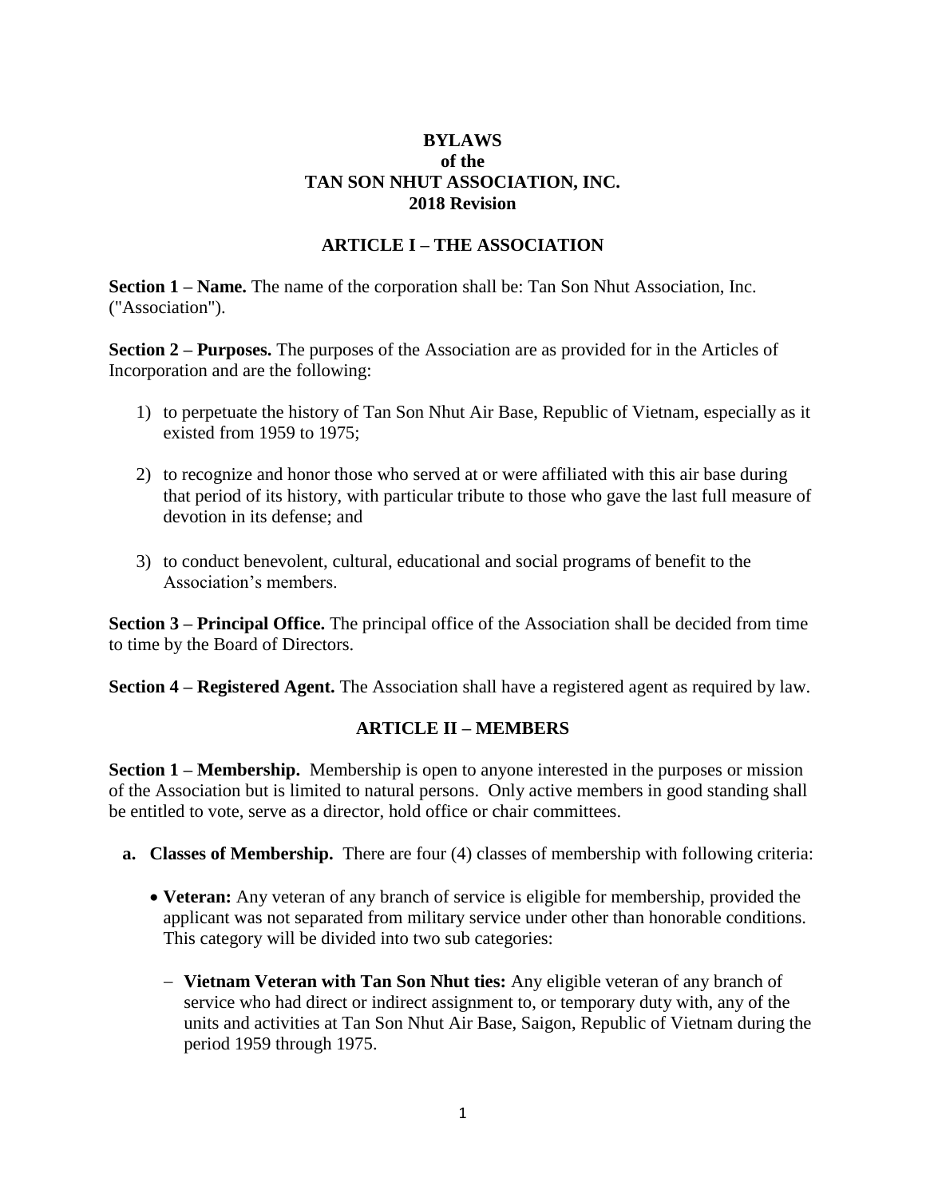# BYLAWS
# of the
# TAN SON NHUT ASSOCIATION, INC.
# 2018 Revision

## ARTICLE I – THE ASSOCIATION

**Section 1 – Name.** The name of the corporation shall be: Tan Son Nhut Association, Inc. ("Association").

**Section 2 – Purposes.** The purposes of the Association are as provided for in the Articles of Incorporation and are the following:

1) to perpetuate the history of Tan Son Nhut Air Base, Republic of Vietnam, especially as it existed from 1959 to 1975;

2) to recognize and honor those who served at or were affiliated with this air base during that period of its history, with particular tribute to those who gave the last full measure of devotion in its defense; and

3) to conduct benevolent, cultural, educational and social programs of benefit to the Association's members.

**Section 3 – Principal Office.** The principal office of the Association shall be decided from time to time by the Board of Directors.

**Section 4 – Registered Agent.** The Association shall have a registered agent as required by law.

## ARTICLE II – MEMBERS

**Section 1 – Membership.** Membership is open to anyone interested in the purposes or mission of the Association but is limited to natural persons. Only active members in good standing shall be entitled to vote, serve as a director, hold office or chair committees.

**a. Classes of Membership.** There are four (4) classes of membership with following criteria:

- **Veteran:** Any veteran of any branch of service is eligible for membership, provided the applicant was not separated from military service under other than honorable conditions. This category will be divided into two sub categories:

  - **Vietnam Veteran with Tan Son Nhut ties:** Any eligible veteran of any branch of service who had direct or indirect assignment to, or temporary duty with, any of the units and activities at Tan Son Nhut Air Base, Saigon, Republic of Vietnam during the period 1959 through 1975.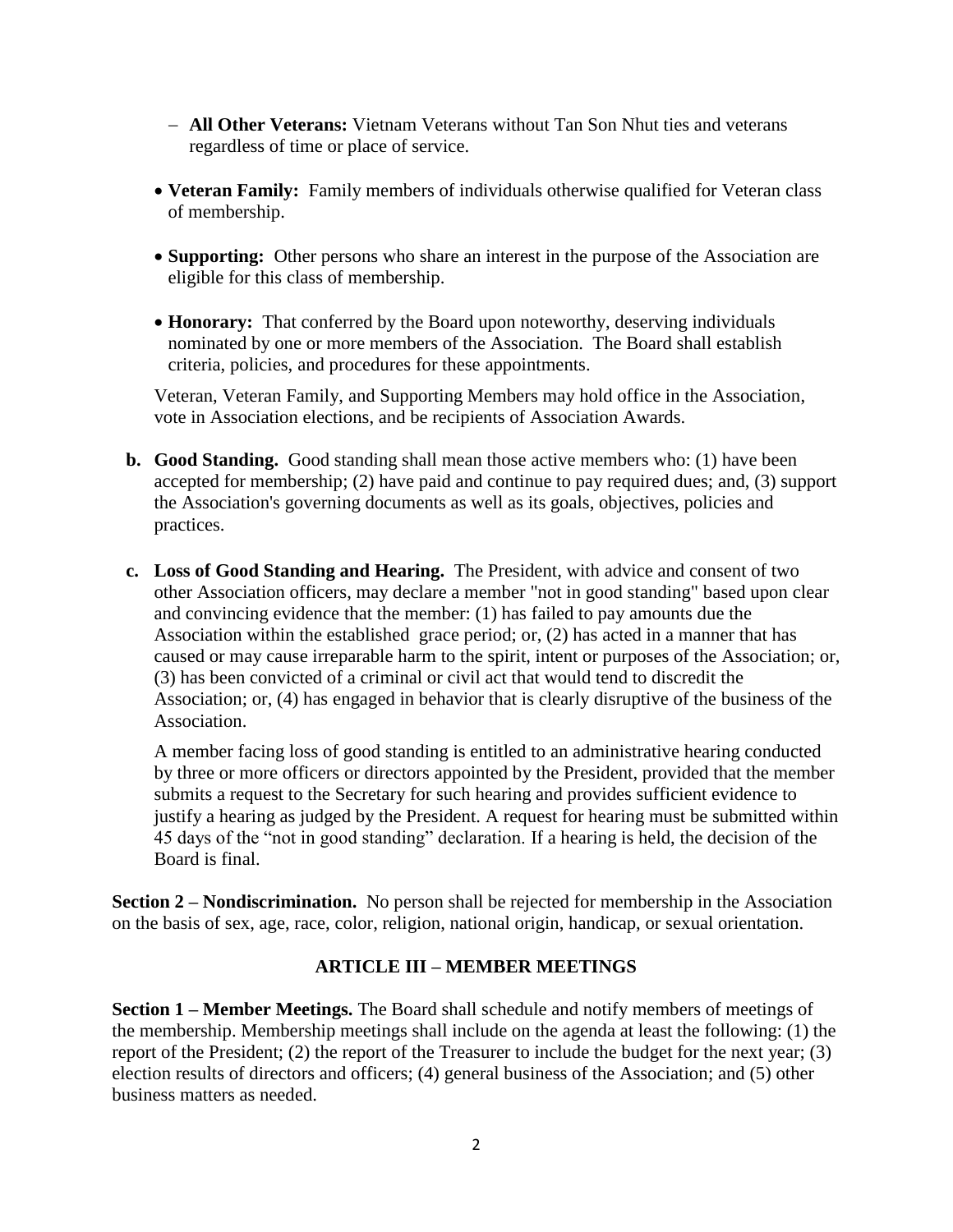- **All Other Veterans:** Vietnam Veterans without Tan Son Nhut ties and veterans regardless of time or place of service.

- **Veteran Family:** Family members of individuals otherwise qualified for Veteran class of membership.

- **Supporting:** Other persons who share an interest in the purpose of the Association are eligible for this class of membership.

- **Honorary:** That conferred by the Board upon noteworthy, deserving individuals nominated by one or more members of the Association. The Board shall establish criteria, policies, and procedures for these appointments.

Veteran, Veteran Family, and Supporting Members may hold office in the Association, vote in Association elections, and be recipients of Association Awards.

**b. Good Standing.** Good standing shall mean those active members who: (1) have been accepted for membership; (2) have paid and continue to pay required dues; and, (3) support the Association's governing documents as well as its goals, objectives, policies and practices.

**c. Loss of Good Standing and Hearing.** The President, with advice and consent of two other Association officers, may declare a member "not in good standing" based upon clear and convincing evidence that the member: (1) has failed to pay amounts due the Association within the established grace period; or, (2) has acted in a manner that has caused or may cause irreparable harm to the spirit, intent or purposes of the Association; or, (3) has been convicted of a criminal or civil act that would tend to discredit the Association; or, (4) has engaged in behavior that is clearly disruptive of the business of the Association.

A member facing loss of good standing is entitled to an administrative hearing conducted by three or more officers or directors appointed by the President, provided that the member submits a request to the Secretary for such hearing and provides sufficient evidence to justify a hearing as judged by the President. A request for hearing must be submitted within 45 days of the "not in good standing" declaration. If a hearing is held, the decision of the Board is final.

**Section 2 – Nondiscrimination.** No person shall be rejected for membership in the Association on the basis of sex, age, race, color, religion, national origin, handicap, or sexual orientation.

## ARTICLE III – MEMBER MEETINGS

**Section 1 – Member Meetings.** The Board shall schedule and notify members of meetings of the membership. Membership meetings shall include on the agenda at least the following: (1) the report of the President; (2) the report of the Treasurer to include the budget for the next year; (3) election results of directors and officers; (4) general business of the Association; and (5) other business matters as needed.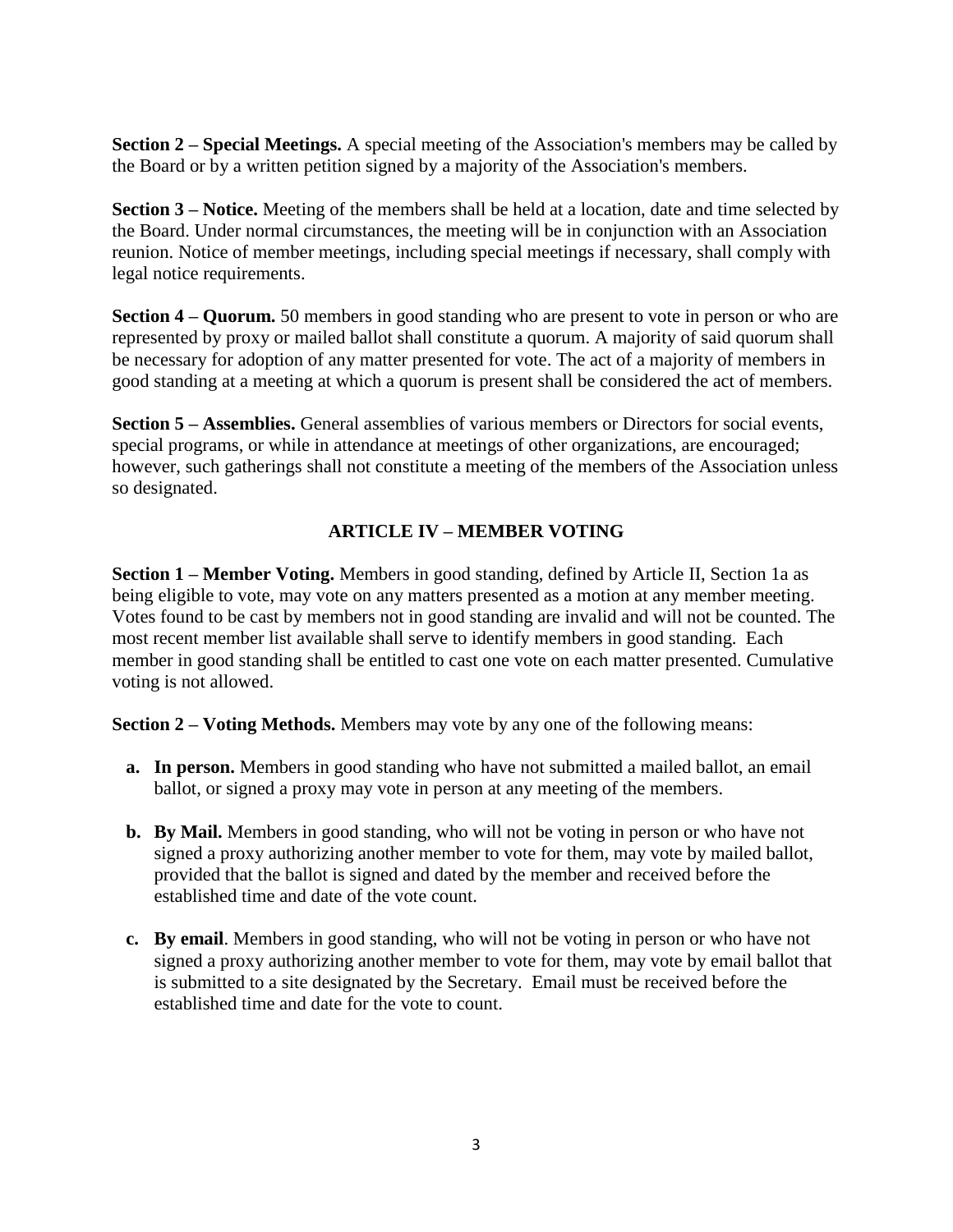**Section 2 – Special Meetings.** A special meeting of the Association's members may be called by the Board or by a written petition signed by a majority of the Association's members.

**Section 3 – Notice.** Meeting of the members shall be held at a location, date and time selected by the Board. Under normal circumstances, the meeting will be in conjunction with an Association reunion. Notice of member meetings, including special meetings if necessary, shall comply with legal notice requirements.

**Section 4 – Quorum.** 50 members in good standing who are present to vote in person or who are represented by proxy or mailed ballot shall constitute a quorum. A majority of said quorum shall be necessary for adoption of any matter presented for vote. The act of a majority of members in good standing at a meeting at which a quorum is present shall be considered the act of members.

**Section 5 – Assemblies.** General assemblies of various members or Directors for social events, special programs, or while in attendance at meetings of other organizations, are encouraged; however, such gatherings shall not constitute a meeting of the members of the Association unless so designated.

## ARTICLE IV – MEMBER VOTING

**Section 1 – Member Voting.** Members in good standing, defined by Article II, Section 1a as being eligible to vote, may vote on any matters presented as a motion at any member meeting. Votes found to be cast by members not in good standing are invalid and will not be counted. The most recent member list available shall serve to identify members in good standing. Each member in good standing shall be entitled to cast one vote on each matter presented. Cumulative voting is not allowed.

**Section 2 – Voting Methods.** Members may vote by any one of the following means:

a. **In person.** Members in good standing who have not submitted a mailed ballot, an email ballot, or signed a proxy may vote in person at any meeting of the members.

b. **By Mail.** Members in good standing, who will not be voting in person or who have not signed a proxy authorizing another member to vote for them, may vote by mailed ballot, provided that the ballot is signed and dated by the member and received before the established time and date of the vote count.

c. **By email**. Members in good standing, who will not be voting in person or who have not signed a proxy authorizing another member to vote for them, may vote by email ballot that is submitted to a site designated by the Secretary. Email must be received before the established time and date for the vote to count.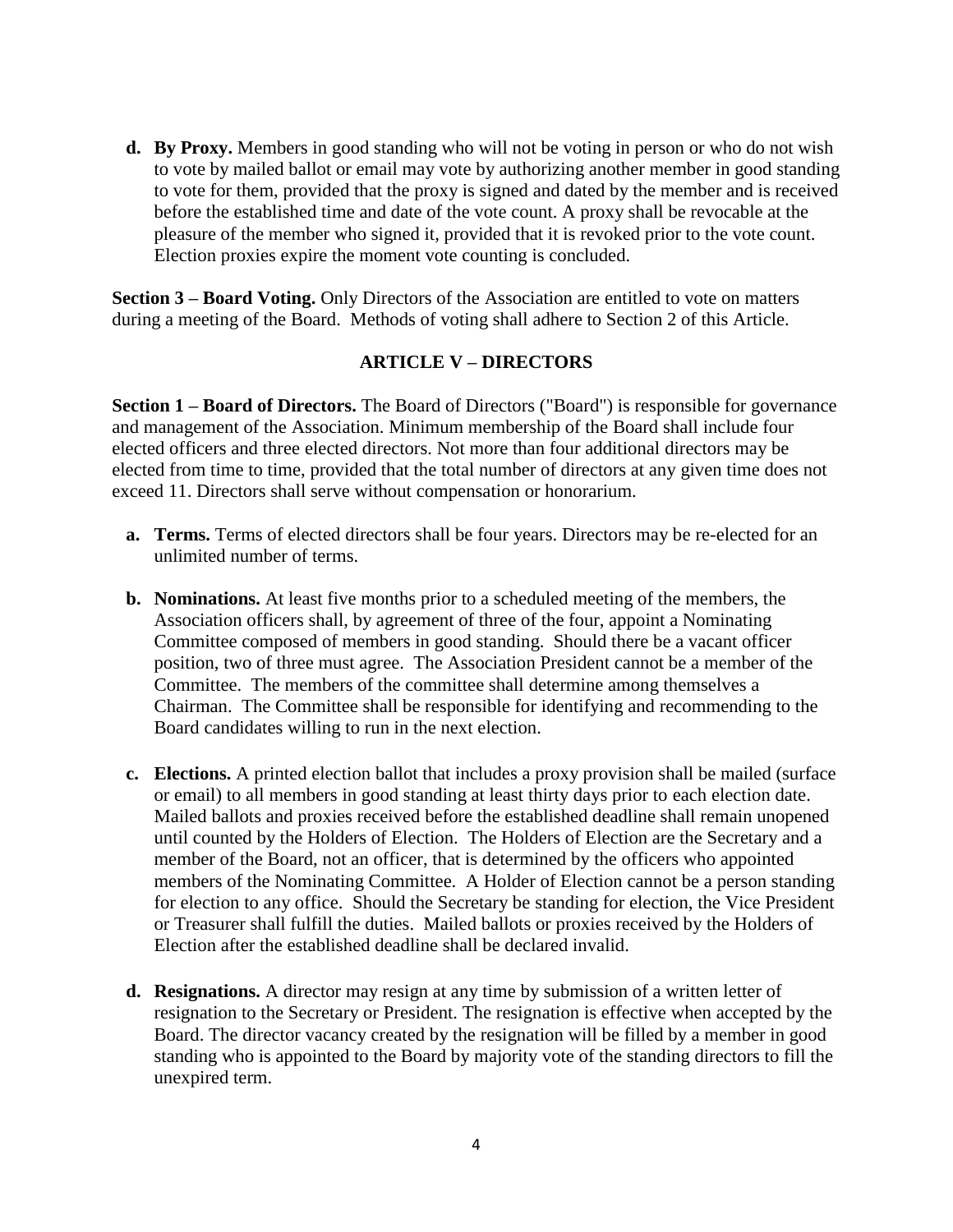**d. By Proxy.** Members in good standing who will not be voting in person or who do not wish to vote by mailed ballot or email may vote by authorizing another member in good standing to vote for them, provided that the proxy is signed and dated by the member and is received before the established time and date of the vote count. A proxy shall be revocable at the pleasure of the member who signed it, provided that it is revoked prior to the vote count. Election proxies expire the moment vote counting is concluded.

**Section 3 – Board Voting.** Only Directors of the Association are entitled to vote on matters during a meeting of the Board. Methods of voting shall adhere to Section 2 of this Article.

## ARTICLE V – DIRECTORS

**Section 1 – Board of Directors.** The Board of Directors ("Board") is responsible for governance and management of the Association. Minimum membership of the Board shall include four elected officers and three elected directors. Not more than four additional directors may be elected from time to time, provided that the total number of directors at any given time does not exceed 11. Directors shall serve without compensation or honorarium.

**a. Terms.** Terms of elected directors shall be four years. Directors may be re-elected for an unlimited number of terms.

**b. Nominations.** At least five months prior to a scheduled meeting of the members, the Association officers shall, by agreement of three of the four, appoint a Nominating Committee composed of members in good standing. Should there be a vacant officer position, two of three must agree. The Association President cannot be a member of the Committee. The members of the committee shall determine among themselves a Chairman. The Committee shall be responsible for identifying and recommending to the Board candidates willing to run in the next election.

**c. Elections.** A printed election ballot that includes a proxy provision shall be mailed (surface or email) to all members in good standing at least thirty days prior to each election date. Mailed ballots and proxies received before the established deadline shall remain unopened until counted by the Holders of Election. The Holders of Election are the Secretary and a member of the Board, not an officer, that is determined by the officers who appointed members of the Nominating Committee. A Holder of Election cannot be a person standing for election to any office. Should the Secretary be standing for election, the Vice President or Treasurer shall fulfill the duties. Mailed ballots or proxies received by the Holders of Election after the established deadline shall be declared invalid.

**d. Resignations.** A director may resign at any time by submission of a written letter of resignation to the Secretary or President. The resignation is effective when accepted by the Board. The director vacancy created by the resignation will be filled by a member in good standing who is appointed to the Board by majority vote of the standing directors to fill the unexpired term.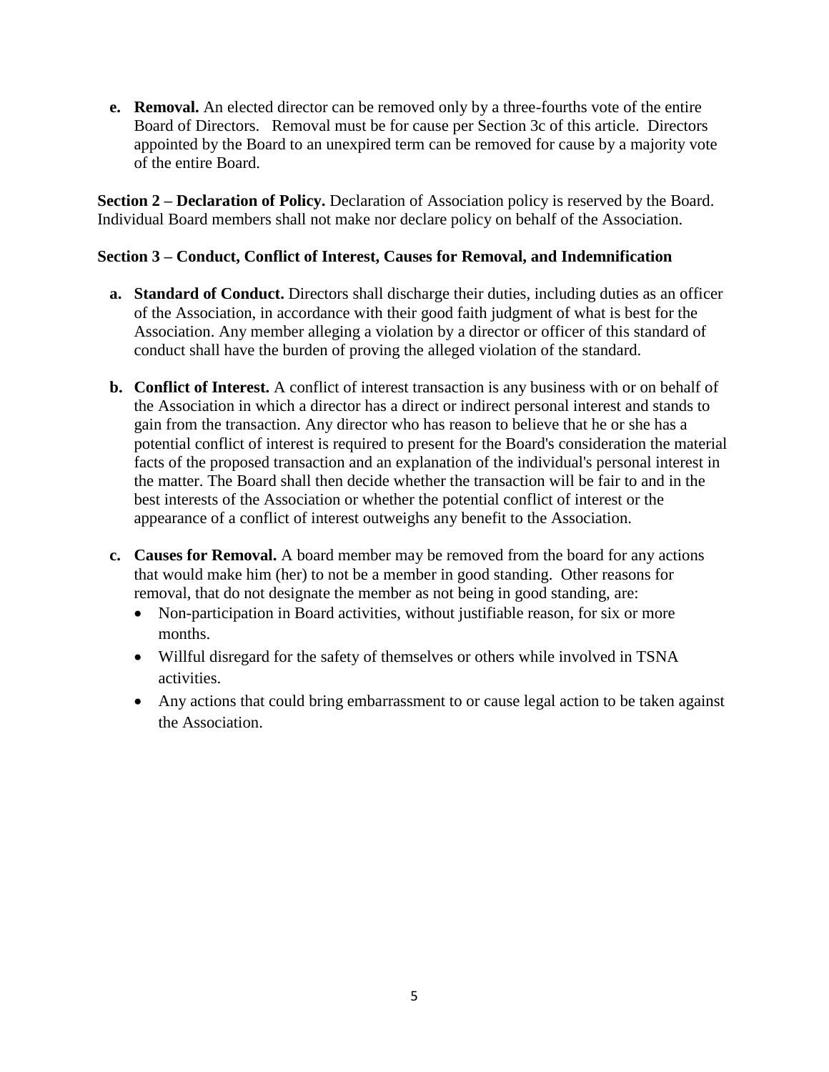e. **Removal.** An elected director can be removed only by a three-fourths vote of the entire Board of Directors. Removal must be for cause per Section 3c of this article. Directors appointed by the Board to an unexpired term can be removed for cause by a majority vote of the entire Board.

**Section 2 – Declaration of Policy.** Declaration of Association policy is reserved by the Board. Individual Board members shall not make nor declare policy on behalf of the Association.

**Section 3 – Conduct, Conflict of Interest, Causes for Removal, and Indemnification**

a. **Standard of Conduct.** Directors shall discharge their duties, including duties as an officer of the Association, in accordance with their good faith judgment of what is best for the Association. Any member alleging a violation by a director or officer of this standard of conduct shall have the burden of proving the alleged violation of the standard.

b. **Conflict of Interest.** A conflict of interest transaction is any business with or on behalf of the Association in which a director has a direct or indirect personal interest and stands to gain from the transaction. Any director who has reason to believe that he or she has a potential conflict of interest is required to present for the Board's consideration the material facts of the proposed transaction and an explanation of the individual's personal interest in the matter. The Board shall then decide whether the transaction will be fair to and in the best interests of the Association or whether the potential conflict of interest or the appearance of a conflict of interest outweighs any benefit to the Association.

c. **Causes for Removal.** A board member may be removed from the board for any actions that would make him (her) to not be a member in good standing. Other reasons for removal, that do not designate the member as not being in good standing, are:
   - Non-participation in Board activities, without justifiable reason, for six or more months.
   - Willful disregard for the safety of themselves or others while involved in TSNA activities.
   - Any actions that could bring embarrassment to or cause legal action to be taken against the Association.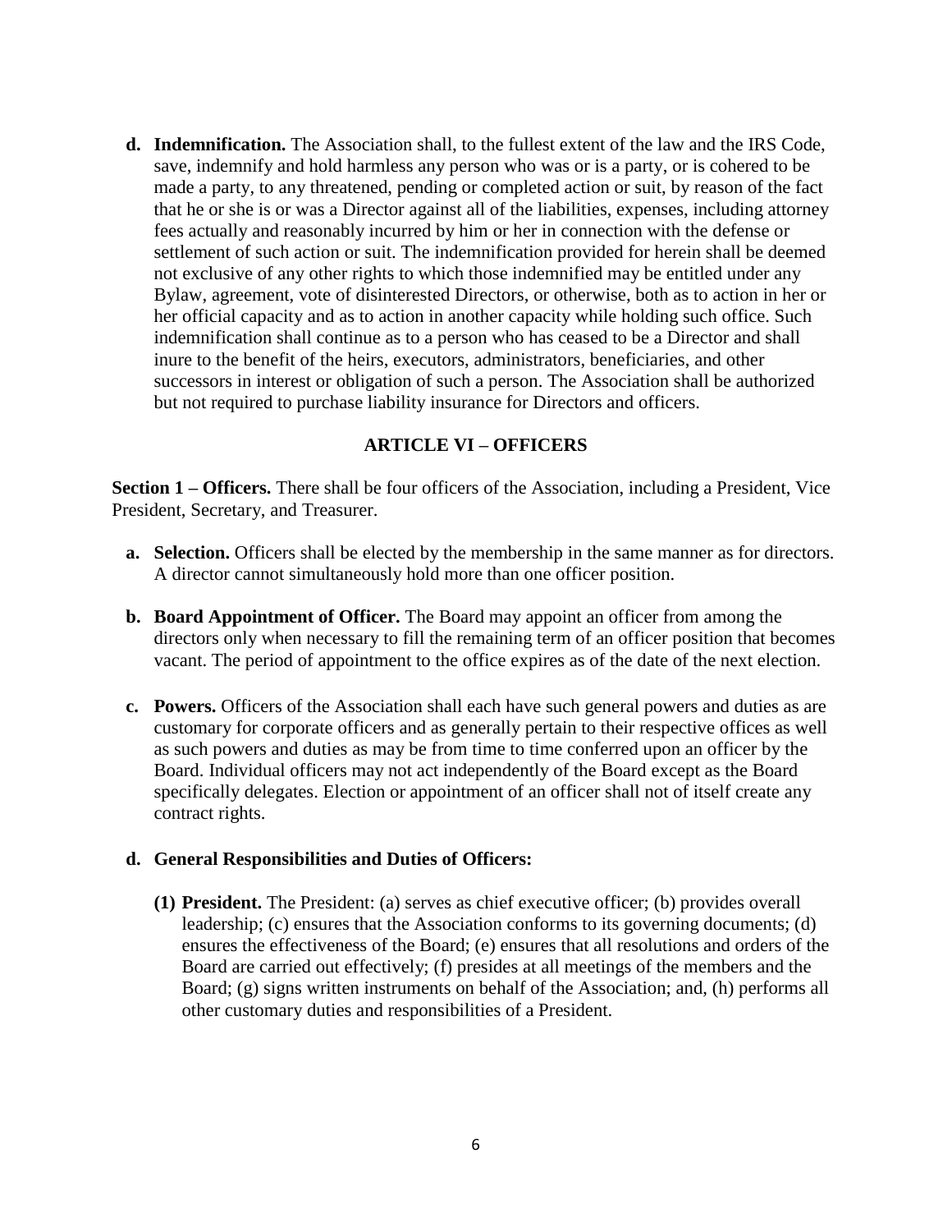**d. Indemnification.** The Association shall, to the fullest extent of the law and the IRS Code, save, indemnify and hold harmless any person who was or is a party, or is cohered to be made a party, to any threatened, pending or completed action or suit, by reason of the fact that he or she is or was a Director against all of the liabilities, expenses, including attorney fees actually and reasonably incurred by him or her in connection with the defense or settlement of such action or suit. The indemnification provided for herein shall be deemed not exclusive of any other rights to which those indemnified may be entitled under any Bylaw, agreement, vote of disinterested Directors, or otherwise, both as to action in her or her official capacity and as to action in another capacity while holding such office. Such indemnification shall continue as to a person who has ceased to be a Director and shall inure to the benefit of the heirs, executors, administrators, beneficiaries, and other successors in interest or obligation of such a person. The Association shall be authorized but not required to purchase liability insurance for Directors and officers.

## ARTICLE VI – OFFICERS

**Section 1 – Officers.** There shall be four officers of the Association, including a President, Vice President, Secretary, and Treasurer.

**a. Selection.** Officers shall be elected by the membership in the same manner as for directors. A director cannot simultaneously hold more than one officer position.

**b. Board Appointment of Officer.** The Board may appoint an officer from among the directors only when necessary to fill the remaining term of an officer position that becomes vacant. The period of appointment to the office expires as of the date of the next election.

**c. Powers.** Officers of the Association shall each have such general powers and duties as are customary for corporate officers and as generally pertain to their respective offices as well as such powers and duties as may be from time to time conferred upon an officer by the Board. Individual officers may not act independently of the Board except as the Board specifically delegates. Election or appointment of an officer shall not of itself create any contract rights.

**d. General Responsibilities and Duties of Officers:**

**(1) President.** The President: (a) serves as chief executive officer; (b) provides overall leadership; (c) ensures that the Association conforms to its governing documents; (d) ensures the effectiveness of the Board; (e) ensures that all resolutions and orders of the Board are carried out effectively; (f) presides at all meetings of the members and the Board; (g) signs written instruments on behalf of the Association; and, (h) performs all other customary duties and responsibilities of a President.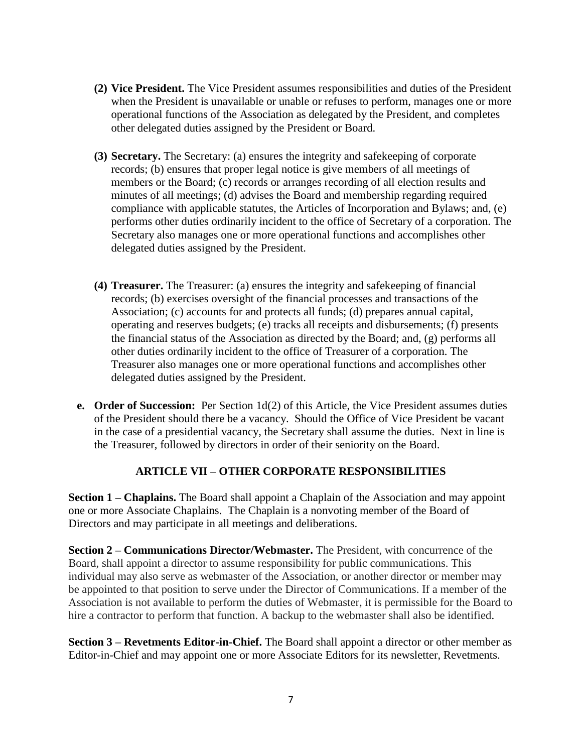**(2) Vice President.** The Vice President assumes responsibilities and duties of the President when the President is unavailable or unable or refuses to perform, manages one or more operational functions of the Association as delegated by the President, and completes other delegated duties assigned by the President or Board.

**(3) Secretary.** The Secretary: (a) ensures the integrity and safekeeping of corporate records; (b) ensures that proper legal notice is give members of all meetings of members or the Board; (c) records or arranges recording of all election results and minutes of all meetings; (d) advises the Board and membership regarding required compliance with applicable statutes, the Articles of Incorporation and Bylaws; and, (e) performs other duties ordinarily incident to the office of Secretary of a corporation. The Secretary also manages one or more operational functions and accomplishes other delegated duties assigned by the President.

**(4) Treasurer.** The Treasurer: (a) ensures the integrity and safekeeping of financial records; (b) exercises oversight of the financial processes and transactions of the Association; (c) accounts for and protects all funds; (d) prepares annual capital, operating and reserves budgets; (e) tracks all receipts and disbursements; (f) presents the financial status of the Association as directed by the Board; and, (g) performs all other duties ordinarily incident to the office of Treasurer of a corporation. The Treasurer also manages one or more operational functions and accomplishes other delegated duties assigned by the President.

**e. Order of Succession:** Per Section 1d(2) of this Article, the Vice President assumes duties of the President should there be a vacancy. Should the Office of Vice President be vacant in the case of a presidential vacancy, the Secretary shall assume the duties. Next in line is the Treasurer, followed by directors in order of their seniority on the Board.

## ARTICLE VII – OTHER CORPORATE RESPONSIBILITIES

**Section 1 – Chaplains.** The Board shall appoint a Chaplain of the Association and may appoint one or more Associate Chaplains. The Chaplain is a nonvoting member of the Board of Directors and may participate in all meetings and deliberations.

**Section 2 – Communications Director/Webmaster.** The President, with concurrence of the Board, shall appoint a director to assume responsibility for public communications. This individual may also serve as webmaster of the Association, or another director or member may be appointed to that position to serve under the Director of Communications. If a member of the Association is not available to perform the duties of Webmaster, it is permissible for the Board to hire a contractor to perform that function. A backup to the webmaster shall also be identified.

**Section 3 – Revetments Editor-in-Chief.** The Board shall appoint a director or other member as Editor-in-Chief and may appoint one or more Associate Editors for its newsletter, Revetments.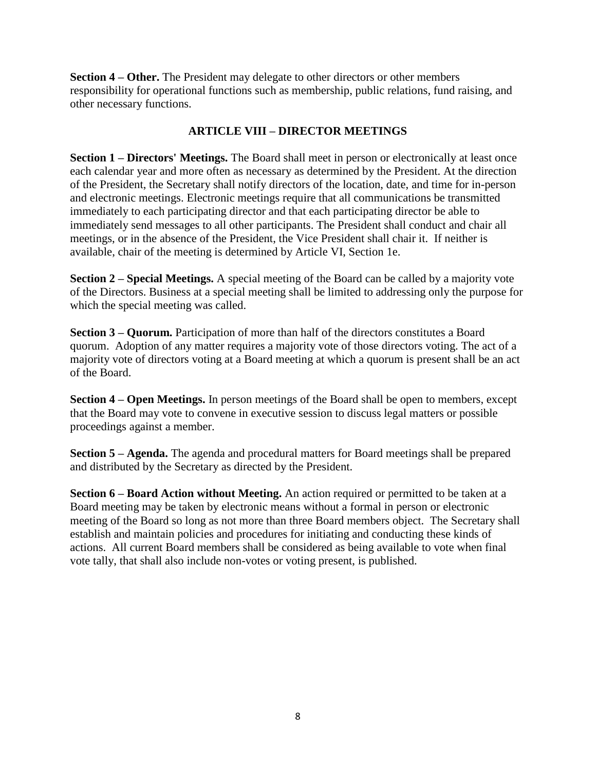**Section 4 – Other.** The President may delegate to other directors or other members responsibility for operational functions such as membership, public relations, fund raising, and other necessary functions.

## ARTICLE VIII – DIRECTOR MEETINGS

**Section 1 – Directors' Meetings.** The Board shall meet in person or electronically at least once each calendar year and more often as necessary as determined by the President. At the direction of the President, the Secretary shall notify directors of the location, date, and time for in-person and electronic meetings. Electronic meetings require that all communications be transmitted immediately to each participating director and that each participating director be able to immediately send messages to all other participants. The President shall conduct and chair all meetings, or in the absence of the President, the Vice President shall chair it. If neither is available, chair of the meeting is determined by Article VI, Section 1e.

**Section 2 – Special Meetings.** A special meeting of the Board can be called by a majority vote of the Directors. Business at a special meeting shall be limited to addressing only the purpose for which the special meeting was called.

**Section 3 – Quorum.** Participation of more than half of the directors constitutes a Board quorum. Adoption of any matter requires a majority vote of those directors voting. The act of a majority vote of directors voting at a Board meeting at which a quorum is present shall be an act of the Board.

**Section 4 – Open Meetings.** In person meetings of the Board shall be open to members, except that the Board may vote to convene in executive session to discuss legal matters or possible proceedings against a member.

**Section 5 – Agenda.** The agenda and procedural matters for Board meetings shall be prepared and distributed by the Secretary as directed by the President.

**Section 6 – Board Action without Meeting.** An action required or permitted to be taken at a Board meeting may be taken by electronic means without a formal in person or electronic meeting of the Board so long as not more than three Board members object. The Secretary shall establish and maintain policies and procedures for initiating and conducting these kinds of actions. All current Board members shall be considered as being available to vote when final vote tally, that shall also include non-votes or voting present, is published.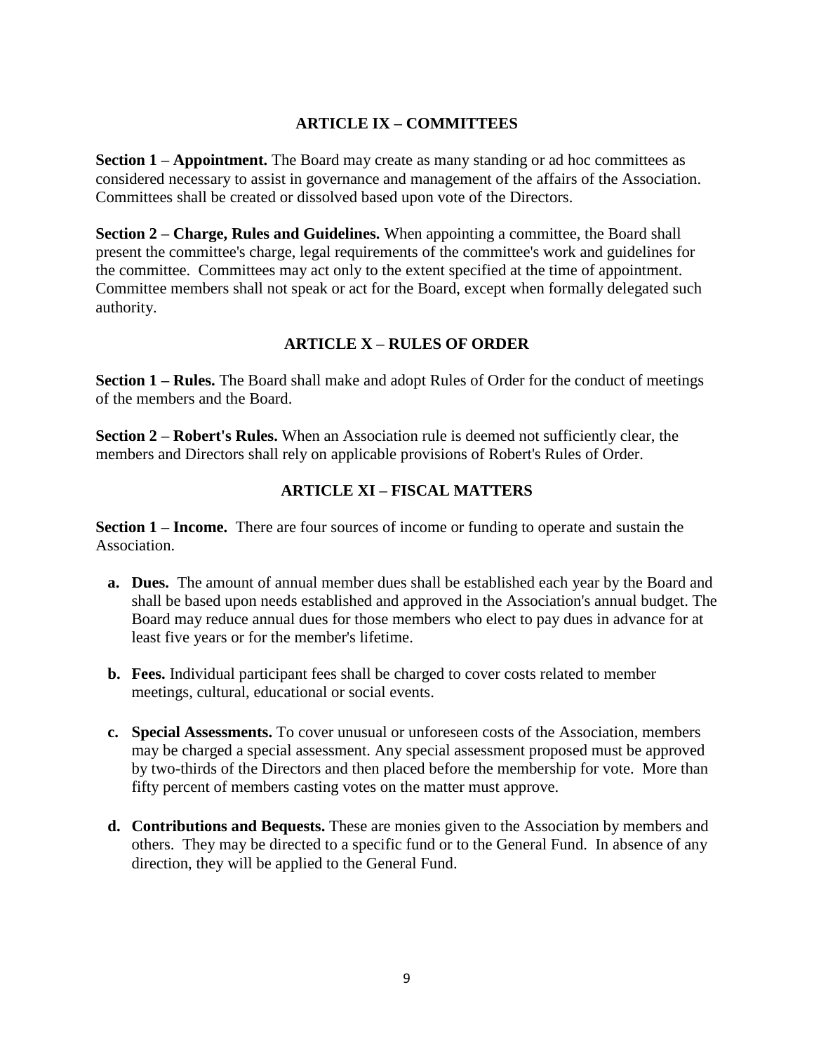## ARTICLE IX – COMMITTEES

**Section 1 – Appointment.** The Board may create as many standing or ad hoc committees as considered necessary to assist in governance and management of the affairs of the Association. Committees shall be created or dissolved based upon vote of the Directors.

**Section 2 – Charge, Rules and Guidelines.** When appointing a committee, the Board shall present the committee's charge, legal requirements of the committee's work and guidelines for the committee. Committees may act only to the extent specified at the time of appointment. Committee members shall not speak or act for the Board, except when formally delegated such authority.

## ARTICLE X – RULES OF ORDER

**Section 1 – Rules.** The Board shall make and adopt Rules of Order for the conduct of meetings of the members and the Board.

**Section 2 – Robert's Rules.** When an Association rule is deemed not sufficiently clear, the members and Directors shall rely on applicable provisions of Robert's Rules of Order.

## ARTICLE XI – FISCAL MATTERS

**Section 1 – Income.** There are four sources of income or funding to operate and sustain the Association.

- **a. Dues.** The amount of annual member dues shall be established each year by the Board and shall be based upon needs established and approved in the Association's annual budget. The Board may reduce annual dues for those members who elect to pay dues in advance for at least five years or for the member's lifetime.

- **b. Fees.** Individual participant fees shall be charged to cover costs related to member meetings, cultural, educational or social events.

- **c. Special Assessments.** To cover unusual or unforeseen costs of the Association, members may be charged a special assessment. Any special assessment proposed must be approved by two-thirds of the Directors and then placed before the membership for vote. More than fifty percent of members casting votes on the matter must approve.

- **d. Contributions and Bequests.** These are monies given to the Association by members and others. They may be directed to a specific fund or to the General Fund. In absence of any direction, they will be applied to the General Fund.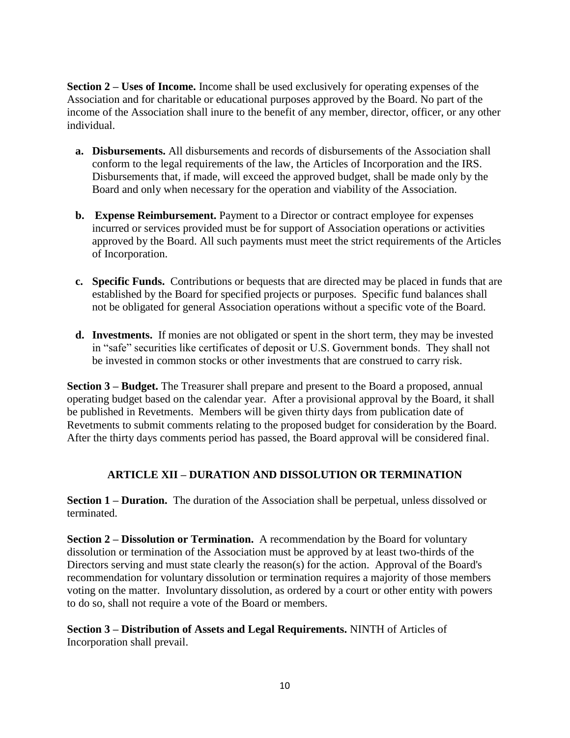**Section 2 – Uses of Income.** Income shall be used exclusively for operating expenses of the Association and for charitable or educational purposes approved by the Board. No part of the income of the Association shall inure to the benefit of any member, director, officer, or any other individual.

- **a. Disbursements.** All disbursements and records of disbursements of the Association shall conform to the legal requirements of the law, the Articles of Incorporation and the IRS. Disbursements that, if made, will exceed the approved budget, shall be made only by the Board and only when necessary for the operation and viability of the Association.

- **b. Expense Reimbursement.** Payment to a Director or contract employee for expenses incurred or services provided must be for support of Association operations or activities approved by the Board. All such payments must meet the strict requirements of the Articles of Incorporation.

- **c. Specific Funds.** Contributions or bequests that are directed may be placed in funds that are established by the Board for specified projects or purposes. Specific fund balances shall not be obligated for general Association operations without a specific vote of the Board.

- **d. Investments.** If monies are not obligated or spent in the short term, they may be invested in "safe" securities like certificates of deposit or U.S. Government bonds. They shall not be invested in common stocks or other investments that are construed to carry risk.

**Section 3 – Budget.** The Treasurer shall prepare and present to the Board a proposed, annual operating budget based on the calendar year. After a provisional approval by the Board, it shall be published in Revetments. Members will be given thirty days from publication date of Revetments to submit comments relating to the proposed budget for consideration by the Board. After the thirty days comments period has passed, the Board approval will be considered final.

## ARTICLE XII – DURATION AND DISSOLUTION OR TERMINATION

**Section 1 – Duration.** The duration of the Association shall be perpetual, unless dissolved or terminated.

**Section 2 – Dissolution or Termination.** A recommendation by the Board for voluntary dissolution or termination of the Association must be approved by at least two-thirds of the Directors serving and must state clearly the reason(s) for the action. Approval of the Board's recommendation for voluntary dissolution or termination requires a majority of those members voting on the matter. Involuntary dissolution, as ordered by a court or other entity with powers to do so, shall not require a vote of the Board or members.

**Section 3 – Distribution of Assets and Legal Requirements.** NINTH of Articles of Incorporation shall prevail.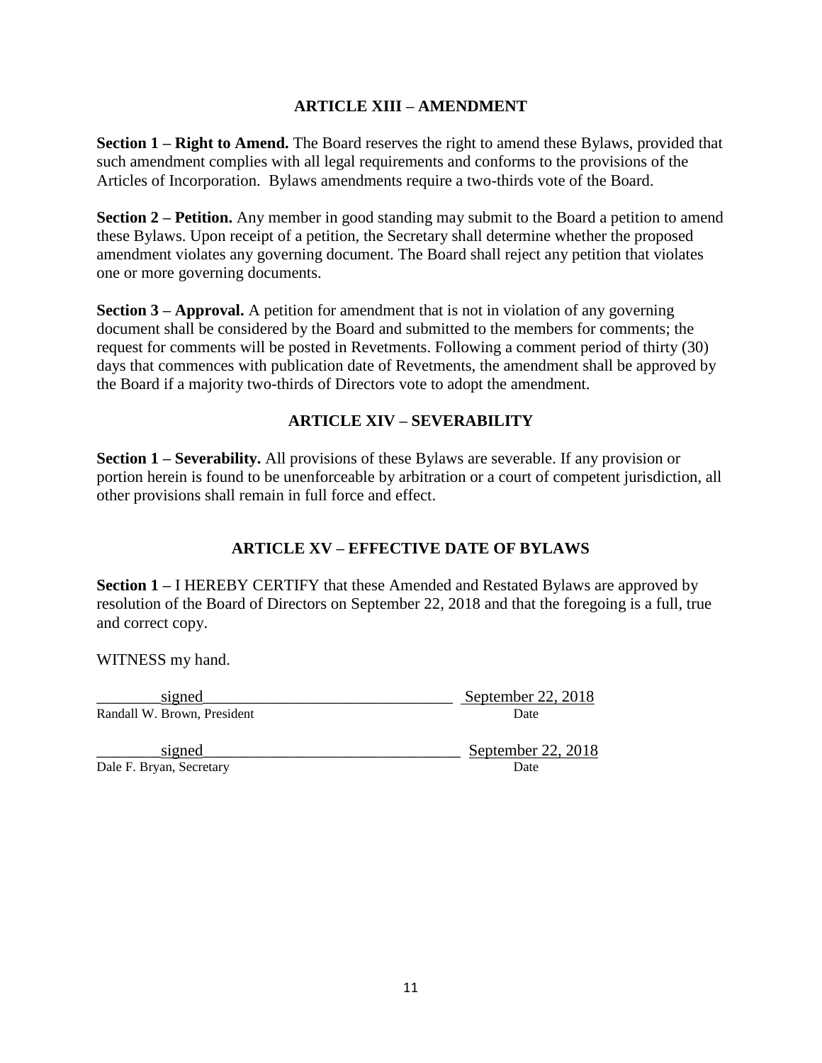## ARTICLE XIII – AMENDMENT

**Section 1 – Right to Amend.** The Board reserves the right to amend these Bylaws, provided that such amendment complies with all legal requirements and conforms to the provisions of the Articles of Incorporation. Bylaws amendments require a two-thirds vote of the Board.

**Section 2 – Petition.** Any member in good standing may submit to the Board a petition to amend these Bylaws. Upon receipt of a petition, the Secretary shall determine whether the proposed amendment violates any governing document. The Board shall reject any petition that violates one or more governing documents.

**Section 3 – Approval.** A petition for amendment that is not in violation of any governing document shall be considered by the Board and submitted to the members for comments; the request for comments will be posted in Revetments. Following a comment period of thirty (30) days that commences with publication date of Revetments, the amendment shall be approved by the Board if a majority two-thirds of Directors vote to adopt the amendment.

## ARTICLE XIV – SEVERABILITY

**Section 1 – Severability.** All provisions of these Bylaws are severable. If any provision or portion herein is found to be unenforceable by arbitration or a court of competent jurisdiction, all other provisions shall remain in full force and effect.

## ARTICLE XV – EFFECTIVE DATE OF BYLAWS

**Section 1 –** I HEREBY CERTIFY that these Amended and Restated Bylaws are approved by resolution of the Board of Directors on September 22, 2018 and that the foregoing is a full, true and correct copy.

WITNESS my hand.

________signed________________________________ September 22, 2018
Randall W. Brown, President Date

________signed________________________________ September 22, 2018
Dale F. Bryan, Secretary Date